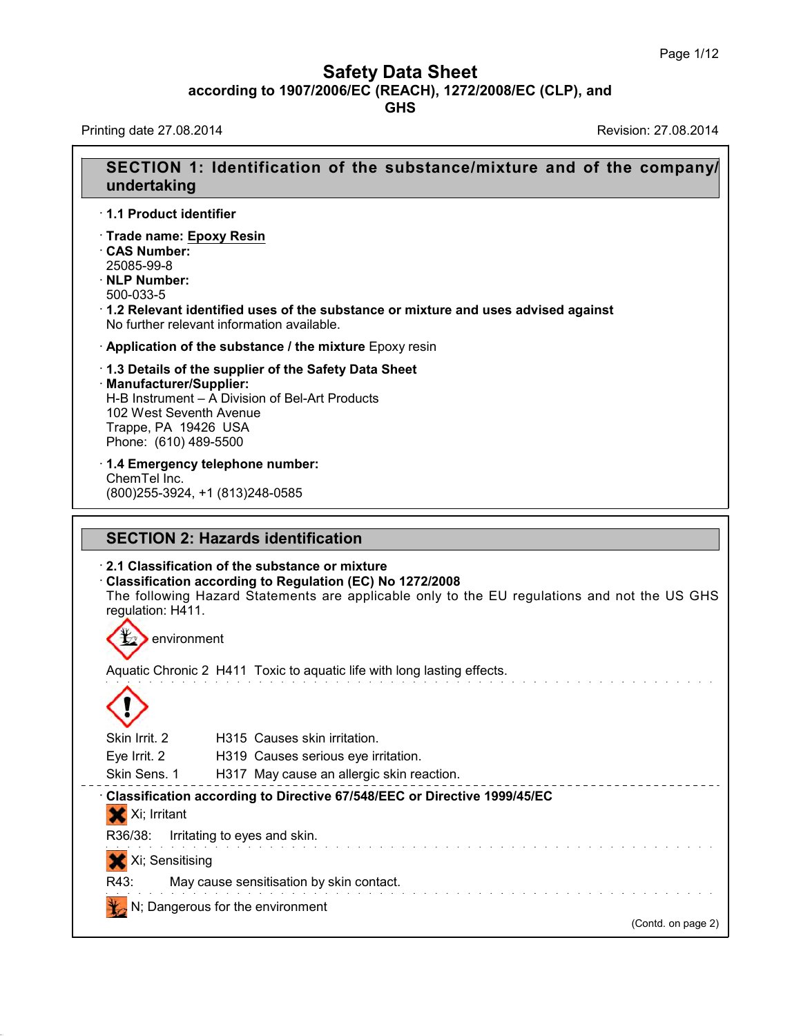# Safety Data Sheet

**according to 1907/2006/EC (REACH), 1272/2008/EC (CLP), and GHS**

Printing date 27.08.2014 Revision: 27.08.2014

## SECTION 1: Identification of the substance/mixture and of the company/undertaking

· **1.1 Product identifier**

· **Trade name: Epoxy Resin**

· **CAS Number:**
25085-99-8

· **NLP Number:**
500-033-5

· **1.2 Relevant identified uses of the substance or mixture and uses advised against**
No further relevant information available.

· **Application of the substance / the mixture** Epoxy resin

· **1.3 Details of the supplier of the Safety Data Sheet**

· **Manufacturer/Supplier:**
H-B Instrument – A Division of Bel-Art Products
102 West Seventh Avenue
Trappe, PA 19426 USA
Phone: (610) 489-5500

· **1.4 Emergency telephone number:**
ChemTel Inc.
(800)255-3924, +1 (813)248-0585

## SECTION 2: Hazards identification

· **2.1 Classification of the substance or mixture**

· **Classification according to Regulation (EC) No 1272/2008**
The following Hazard Statements are applicable only to the EU regulations and not the US GHS regulation: H411.

environment

Aquatic Chronic 2 H411 Toxic to aquatic life with long lasting effects.

Skin Irrit. 2 H315 Causes skin irritation.
Eye Irrit. 2 H319 Causes serious eye irritation.
Skin Sens. 1 H317 May cause an allergic skin reaction.

· **Classification according to Directive 67/548/EEC or Directive 1999/45/EC**

Xi; Irritant

R36/38: Irritating to eyes and skin.

Xi; Sensitising

R43: May cause sensitisation by skin contact.

N; Dangerous for the environment

(Contd. on page 2)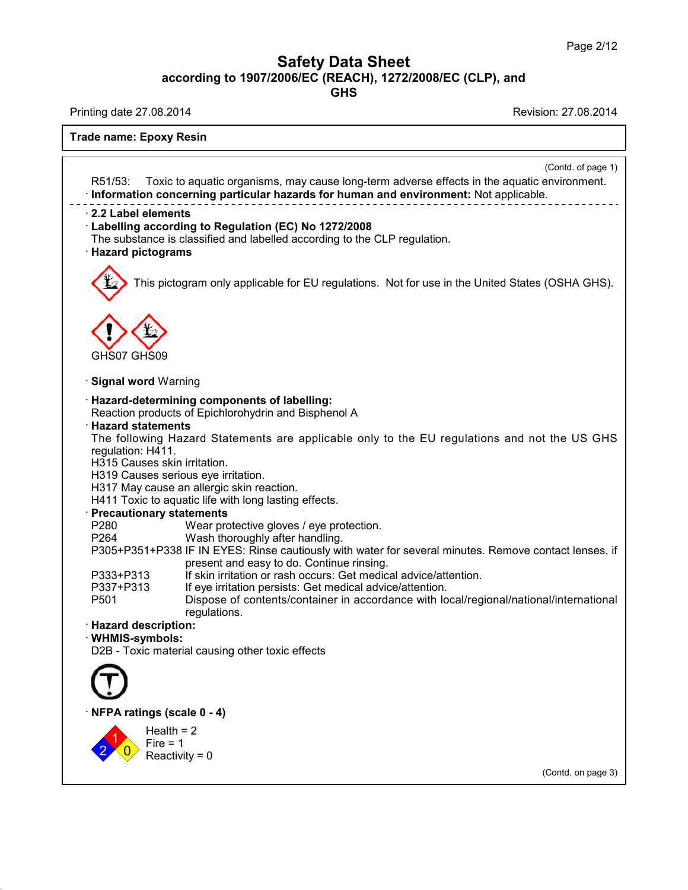## Safety Data Sheet
### according to 1907/2006/EC (REACH), 1272/2008/EC (CLP), and GHS

Printing date 27.08.2014 Revision: 27.08.2014

**Trade name: Epoxy Resin**

(Contd. of page 1)

R51/53: Toxic to aquatic organisms, may cause long-term adverse effects in the aquatic environment.

· **Information concerning particular hazards for human and environment:** Not applicable.

· **2.2 Label elements**

· **Labelling according to Regulation (EC) No 1272/2008**

The substance is classified and labelled according to the CLP regulation.

· **Hazard pictograms**

This pictogram only applicable for EU regulations. Not for use in the United States (OSHA GHS).

GHS07 GHS09

· **Signal word** Warning

· **Hazard-determining components of labelling:**

Reaction products of Epichlorohydrin and Bisphenol A

· **Hazard statements**

The following Hazard Statements are applicable only to the EU regulations and not the US GHS regulation: H411.

H315 Causes skin irritation.

H319 Causes serious eye irritation.

H317 May cause an allergic skin reaction.

H411 Toxic to aquatic life with long lasting effects.

· **Precautionary statements**

| | |
|---|---|
| P280 | Wear protective gloves / eye protection. |
| P264 | Wash thoroughly after handling. |
| P305+P351+P338 | IF IN EYES: Rinse cautiously with water for several minutes. Remove contact lenses, if present and easy to do. Continue rinsing. |
| P333+P313 | If skin irritation or rash occurs: Get medical advice/attention. |
| P337+P313 | If eye irritation persists: Get medical advice/attention. |
| P501 | Dispose of contents/container in accordance with local/regional/national/international regulations. |

· **Hazard description:**

· **WHMIS-symbols:**

D2B - Toxic material causing other toxic effects

· **NFPA ratings (scale 0 - 4)**

Health = 2
Fire = 1
Reactivity = 0

(Contd. on page 3)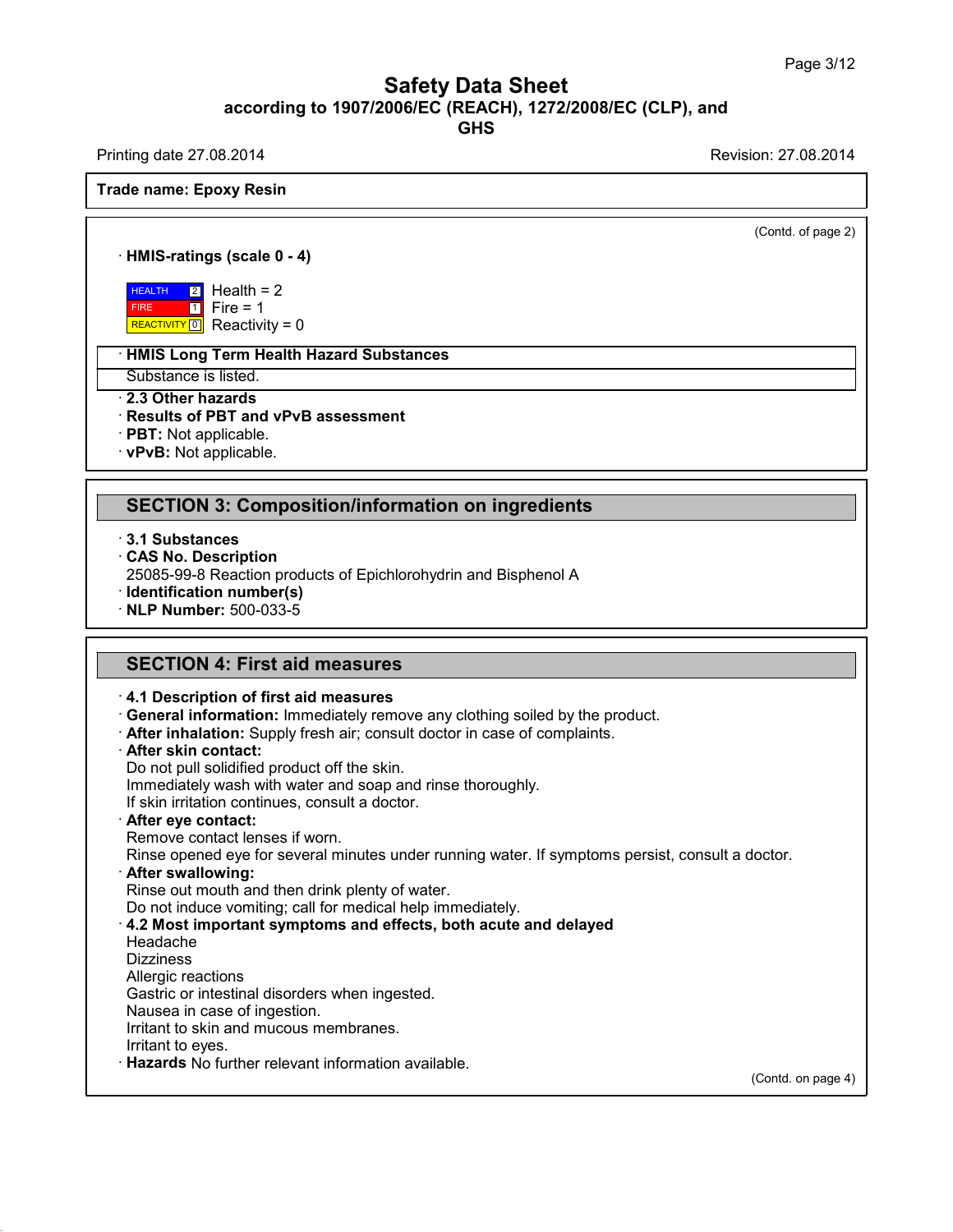Trade name: Epoxy Resin

(Contd. of page 2)

· **HMIS-ratings (scale 0 - 4)**

| | | |
|---|---|---|
| HEALTH | 2 | Health = 2 |
| FIRE | 1 | Fire = 1 |
| REACTIVITY | 0 | Reactivity = 0 |

· **HMIS Long Term Health Hazard Substances**

Substance is listed.

· **2.3 Other hazards**
· **Results of PBT and vPvB assessment**
· **PBT:** Not applicable.
· **vPvB:** Not applicable.

## SECTION 3: Composition/information on ingredients

· **3.1 Substances**
· **CAS No. Description**
25085-99-8 Reaction products of Epichlorohydrin and Bisphenol A
· **Identification number(s)**
· **NLP Number:** 500-033-5

## SECTION 4: First aid measures

· **4.1 Description of first aid measures**
· **General information:** Immediately remove any clothing soiled by the product.
· **After inhalation:** Supply fresh air; consult doctor in case of complaints.
· **After skin contact:**
Do not pull solidified product off the skin.
Immediately wash with water and soap and rinse thoroughly.
If skin irritation continues, consult a doctor.
· **After eye contact:**
Remove contact lenses if worn.
Rinse opened eye for several minutes under running water. If symptoms persist, consult a doctor.
· **After swallowing:**
Rinse out mouth and then drink plenty of water.
Do not induce vomiting; call for medical help immediately.
· **4.2 Most important symptoms and effects, both acute and delayed**
Headache
Dizziness
Allergic reactions
Gastric or intestinal disorders when ingested.
Nausea in case of ingestion.
Irritant to skin and mucous membranes.
Irritant to eyes.
· **Hazards** No further relevant information available.

(Contd. on page 4)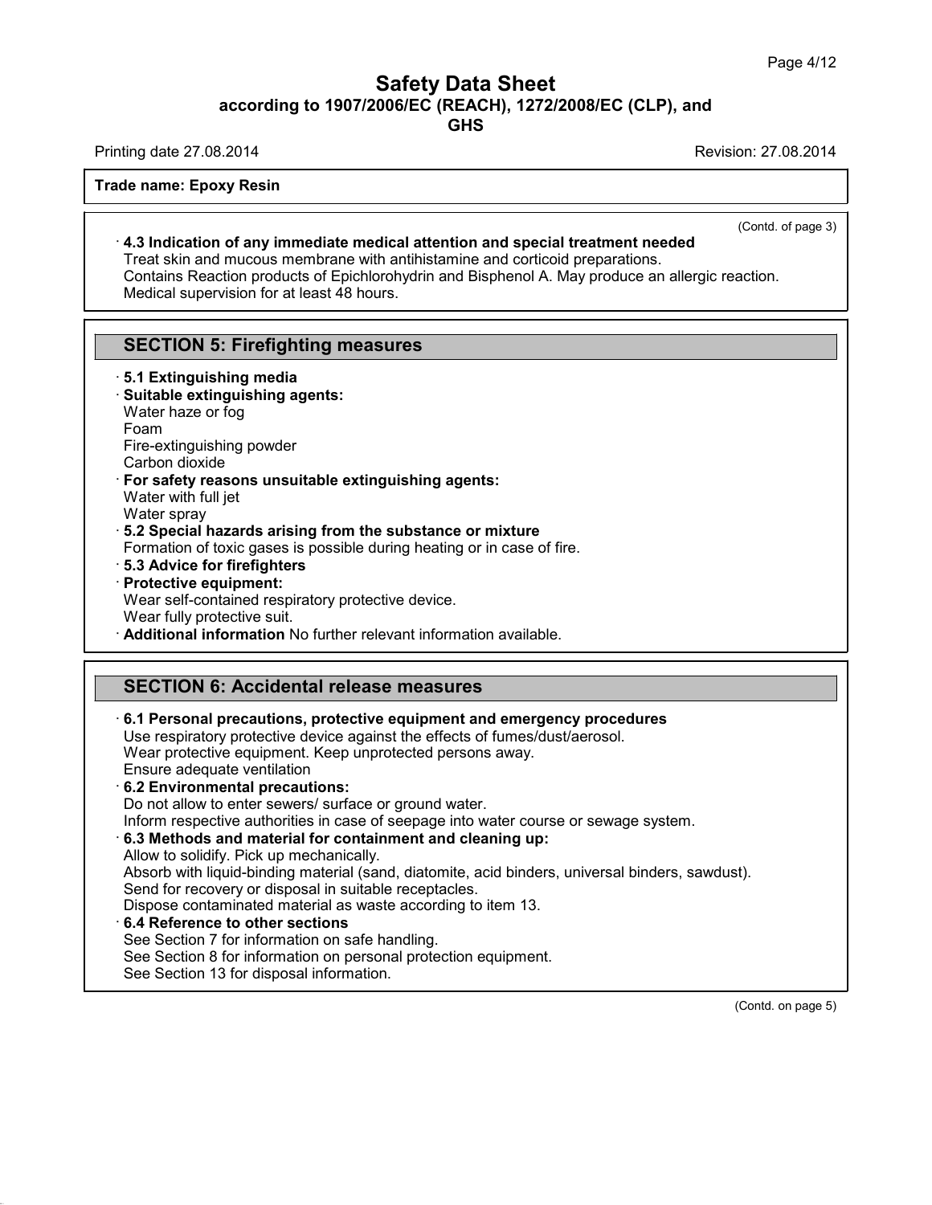**Trade name: Epoxy Resin**

(Contd. of page 3)

· **4.3 Indication of any immediate medical attention and special treatment needed**
Treat skin and mucous membrane with antihistamine and corticoid preparations.
Contains Reaction products of Epichlorohydrin and Bisphenol A. May produce an allergic reaction.
Medical supervision for at least 48 hours.

## SECTION 5: Firefighting measures

· **5.1 Extinguishing media**
· **Suitable extinguishing agents:**
Water haze or fog
Foam
Fire-extinguishing powder
Carbon dioxide
· **For safety reasons unsuitable extinguishing agents:**
Water with full jet
Water spray
· **5.2 Special hazards arising from the substance or mixture**
Formation of toxic gases is possible during heating or in case of fire.
· **5.3 Advice for firefighters**
· **Protective equipment:**
Wear self-contained respiratory protective device.
Wear fully protective suit.
· **Additional information** No further relevant information available.

## SECTION 6: Accidental release measures

· **6.1 Personal precautions, protective equipment and emergency procedures**
Use respiratory protective device against the effects of fumes/dust/aerosol.
Wear protective equipment. Keep unprotected persons away.
Ensure adequate ventilation
· **6.2 Environmental precautions:**
Do not allow to enter sewers/ surface or ground water.
Inform respective authorities in case of seepage into water course or sewage system.
· **6.3 Methods and material for containment and cleaning up:**
Allow to solidify. Pick up mechanically.
Absorb with liquid-binding material (sand, diatomite, acid binders, universal binders, sawdust).
Send for recovery or disposal in suitable receptacles.
Dispose contaminated material as waste according to item 13.
· **6.4 Reference to other sections**
See Section 7 for information on safe handling.
See Section 8 for information on personal protection equipment.
See Section 13 for disposal information.

(Contd. on page 5)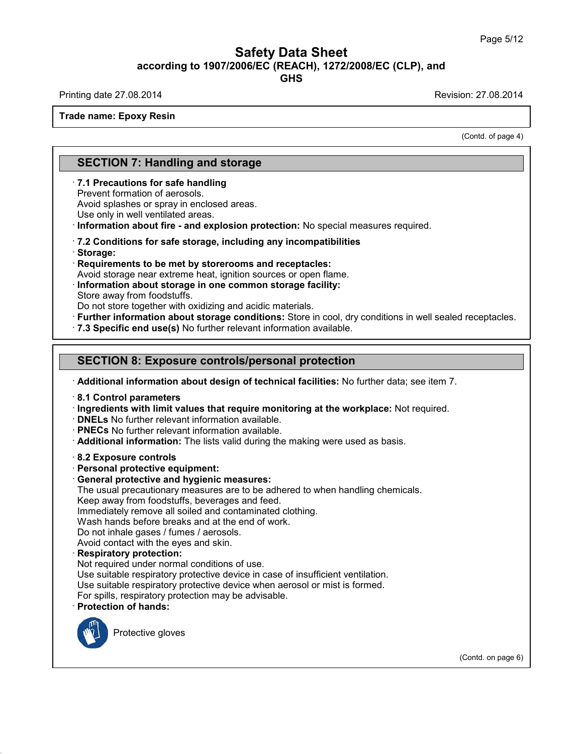**Trade name: Epoxy Resin**

(Contd. of page 4)

## SECTION 7: Handling and storage

· **7.1 Precautions for safe handling**
Prevent formation of aerosols.
Avoid splashes or spray in enclosed areas.
Use only in well ventilated areas.
· **Information about fire - and explosion protection:** No special measures required.

· **7.2 Conditions for safe storage, including any incompatibilities**
· **Storage:**
· **Requirements to be met by storerooms and receptacles:**
Avoid storage near extreme heat, ignition sources or open flame.
· **Information about storage in one common storage facility:**
Store away from foodstuffs.
Do not store together with oxidizing and acidic materials.
· **Further information about storage conditions:** Store in cool, dry conditions in well sealed receptacles.
· **7.3 Specific end use(s)** No further relevant information available.

## SECTION 8: Exposure controls/personal protection

· **Additional information about design of technical facilities:** No further data; see item 7.

· **8.1 Control parameters**
· **Ingredients with limit values that require monitoring at the workplace:** Not required.
· **DNELs** No further relevant information available.
· **PNECs** No further relevant information available.
· **Additional information:** The lists valid during the making were used as basis.

· **8.2 Exposure controls**
· **Personal protective equipment:**
· **General protective and hygienic measures:**
The usual precautionary measures are to be adhered to when handling chemicals.
Keep away from foodstuffs, beverages and feed.
Immediately remove all soiled and contaminated clothing.
Wash hands before breaks and at the end of work.
Do not inhale gases / fumes / aerosols.
Avoid contact with the eyes and skin.
· **Respiratory protection:**
Not required under normal conditions of use.
Use suitable respiratory protective device in case of insufficient ventilation.
Use suitable respiratory protective device when aerosol or mist is formed.
For spills, respiratory protection may be advisable.
· **Protection of hands:**

Protective gloves

(Contd. on page 6)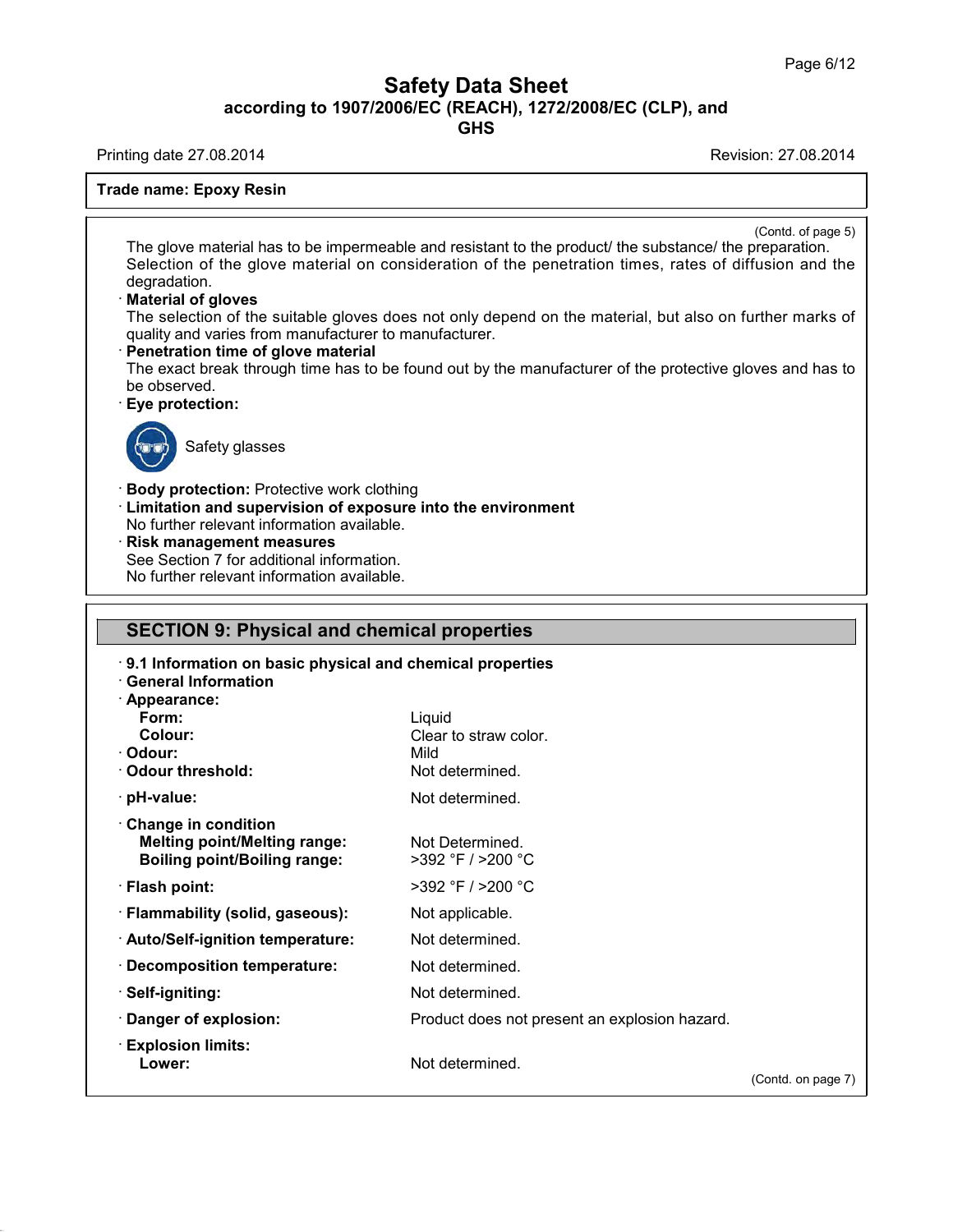**Trade name: Epoxy Resin**

(Contd. of page 5)

The glove material has to be impermeable and resistant to the product/ the substance/ the preparation. Selection of the glove material on consideration of the penetration times, rates of diffusion and the degradation.

· **Material of gloves**
The selection of the suitable gloves does not only depend on the material, but also on further marks of quality and varies from manufacturer to manufacturer.

· **Penetration time of glove material**
The exact break through time has to be found out by the manufacturer of the protective gloves and has to be observed.

· **Eye protection:**

Safety glasses

· **Body protection:** Protective work clothing

· **Limitation and supervision of exposure into the environment**
No further relevant information available.

· **Risk management measures**
See Section 7 for additional information.
No further relevant information available.

## SECTION 9: Physical and chemical properties

· **9.1 Information on basic physical and chemical properties**

· **General Information**

· **Appearance:**

| | |
|---|---|
| **Form:** | Liquid |
| **Colour:** | Clear to straw color. |
| · **Odour:** | Mild |
| · **Odour threshold:** | Not determined. |
| · **pH-value:** | Not determined. |
| · **Change in condition** | |
| **Melting point/Melting range:** | Not Determined. |
| **Boiling point/Boiling range:** | >392 °F / >200 °C |
| · **Flash point:** | >392 °F / >200 °C |
| · **Flammability (solid, gaseous):** | Not applicable. |
| · **Auto/Self-ignition temperature:** | Not determined. |
| · **Decomposition temperature:** | Not determined. |
| · **Self-igniting:** | Not determined. |
| · **Danger of explosion:** | Product does not present an explosion hazard. |
| · **Explosion limits:** | |
| **Lower:** | Not determined. |

(Contd. on page 7)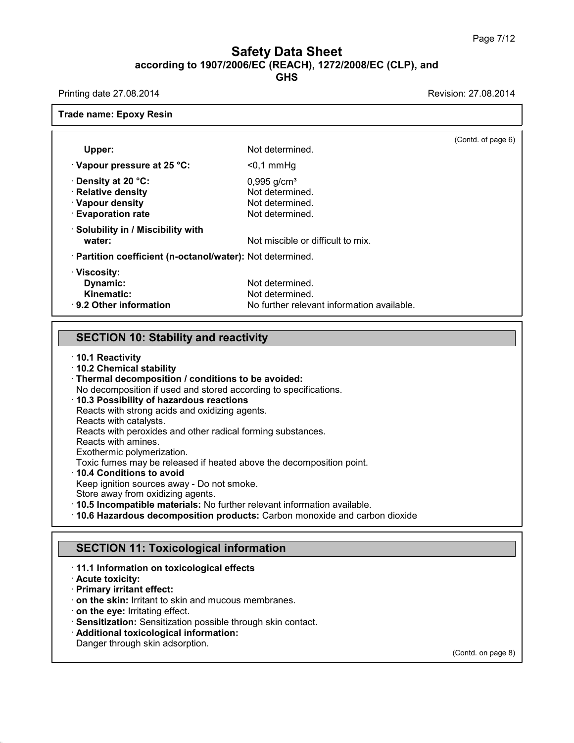**Trade name: Epoxy Resin**

(Contd. of page 6)

| | |
|---|---|
| **Upper:** | Not determined. |
| · **Vapour pressure at 25 °C:** | <0,1 mmHg |
| · **Density at 20 °C:** | 0,995 g/cm³ |
| · **Relative density** | Not determined. |
| · **Vapour density** | Not determined. |
| · **Evaporation rate** | Not determined. |
| · **Solubility in / Miscibility with water:** | Not miscible or difficult to mix. |
| · **Partition coefficient (n-octanol/water):** | Not determined. |
| · **Viscosity:** | |
| **Dynamic:** | Not determined. |
| **Kinematic:** | Not determined. |
| · **9.2 Other information** | No further relevant information available. |

## SECTION 10: Stability and reactivity

· **10.1 Reactivity**
· **10.2 Chemical stability**
· **Thermal decomposition / conditions to be avoided:**
No decomposition if used and stored according to specifications.
· **10.3 Possibility of hazardous reactions**
Reacts with strong acids and oxidizing agents.
Reacts with catalysts.
Reacts with peroxides and other radical forming substances.
Reacts with amines.
Exothermic polymerization.
Toxic fumes may be released if heated above the decomposition point.
· **10.4 Conditions to avoid**
Keep ignition sources away - Do not smoke.
Store away from oxidizing agents.
· **10.5 Incompatible materials:** No further relevant information available.
· **10.6 Hazardous decomposition products:** Carbon monoxide and carbon dioxide

## SECTION 11: Toxicological information

· **11.1 Information on toxicological effects**
· **Acute toxicity:**
· **Primary irritant effect:**
· **on the skin:** Irritant to skin and mucous membranes.
· **on the eye:** Irritating effect.
· **Sensitization:** Sensitization possible through skin contact.
· **Additional toxicological information:**
Danger through skin adsorption.

(Contd. on page 8)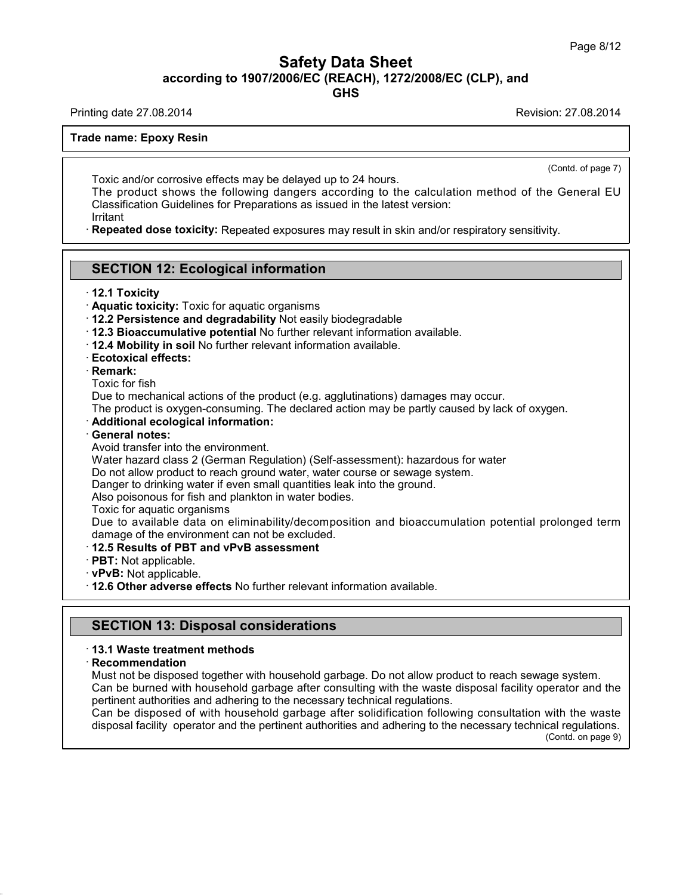(Contd. of page 7)

Toxic and/or corrosive effects may be delayed up to 24 hours.
The product shows the following dangers according to the calculation method of the General EU Classification Guidelines for Preparations as issued in the latest version:
Irritant

· **Repeated dose toxicity:** Repeated exposures may result in skin and/or respiratory sensitivity.

## SECTION 12: Ecological information

· **12.1 Toxicity**
· **Aquatic toxicity:** Toxic for aquatic organisms
· **12.2 Persistence and degradability** Not easily biodegradable
· **12.3 Bioaccumulative potential** No further relevant information available.
· **12.4 Mobility in soil** No further relevant information available.
· **Ecotoxical effects:**
· **Remark:**
Toxic for fish
Due to mechanical actions of the product (e.g. agglutinations) damages may occur.
The product is oxygen-consuming. The declared action may be partly caused by lack of oxygen.
· **Additional ecological information:**
· **General notes:**
Avoid transfer into the environment.
Water hazard class 2 (German Regulation) (Self-assessment): hazardous for water
Do not allow product to reach ground water, water course or sewage system.
Danger to drinking water if even small quantities leak into the ground.
Also poisonous for fish and plankton in water bodies.
Toxic for aquatic organisms
Due to available data on eliminability/decomposition and bioaccumulation potential prolonged term damage of the environment can not be excluded.
· **12.5 Results of PBT and vPvB assessment**
· **PBT:** Not applicable.
· **vPvB:** Not applicable.
· **12.6 Other adverse effects** No further relevant information available.

## SECTION 13: Disposal considerations

· **13.1 Waste treatment methods**
· **Recommendation**
Must not be disposed together with household garbage. Do not allow product to reach sewage system.
Can be burned with household garbage after consulting with the waste disposal facility operator and the pertinent authorities and adhering to the necessary technical regulations.
Can be disposed of with household garbage after solidification following consultation with the waste disposal facility operator and the pertinent authorities and adhering to the necessary technical regulations.

(Contd. on page 9)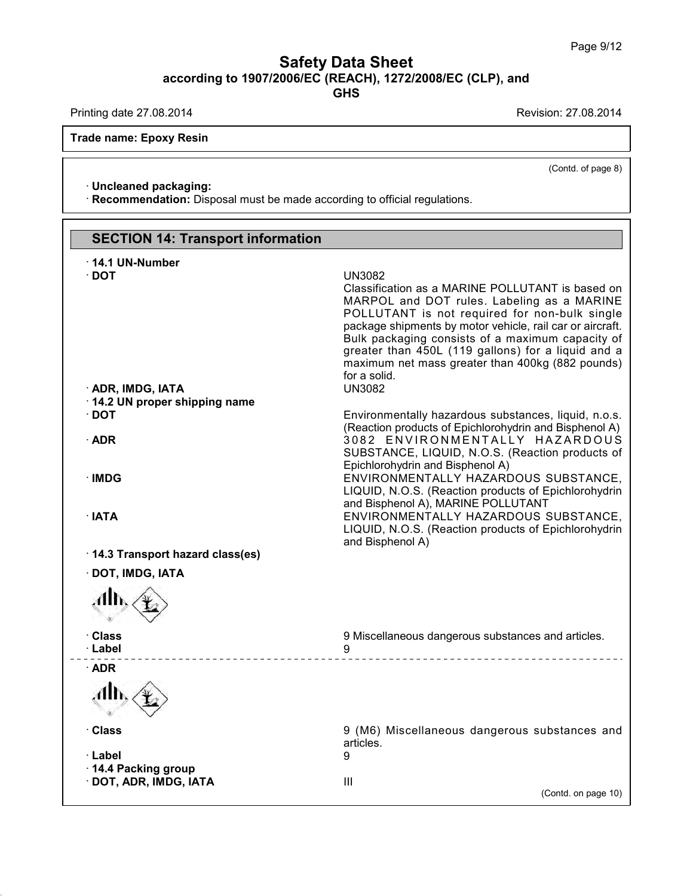**Trade name: Epoxy Resin**

(Contd. of page 8)

· **Uncleaned packaging:**
· **Recommendation:** Disposal must be made according to official regulations.

## SECTION 14: Transport information

· **14.1 UN-Number**

· **DOT**
UN3082
Classification as a MARINE POLLUTANT is based on MARPOL and DOT rules. Labeling as a MARINE POLLUTANT is not required for non-bulk single package shipments by motor vehicle, rail car or aircraft. Bulk packaging consists of a maximum capacity of greater than 450L (119 gallons) for a liquid and a maximum net mass greater than 400kg (882 pounds) for a solid.

· **ADR, IMDG, IATA**
UN3082

· **14.2 UN proper shipping name**

· **DOT**
Environmentally hazardous substances, liquid, n.o.s. (Reaction products of Epichlorohydrin and Bisphenol A)

· **ADR**
3082 ENVIRONMENTALLY HAZARDOUS SUBSTANCE, LIQUID, N.O.S. (Reaction products of Epichlorohydrin and Bisphenol A)

· **IMDG**
ENVIRONMENTALLY HAZARDOUS SUBSTANCE, LIQUID, N.O.S. (Reaction products of Epichlorohydrin and Bisphenol A), MARINE POLLUTANT

· **IATA**
ENVIRONMENTALLY HAZARDOUS SUBSTANCE, LIQUID, N.O.S. (Reaction products of Epichlorohydrin and Bisphenol A)

· **14.3 Transport hazard class(es)**

· **DOT, IMDG, IATA**

· **Class**
9 Miscellaneous dangerous substances and articles.

· **Label**
9

· **ADR**

· **Class**
9 (M6) Miscellaneous dangerous substances and articles.

· **Label**
9

· **14.4 Packing group**

· **DOT, ADR, IMDG, IATA**
III

(Contd. on page 10)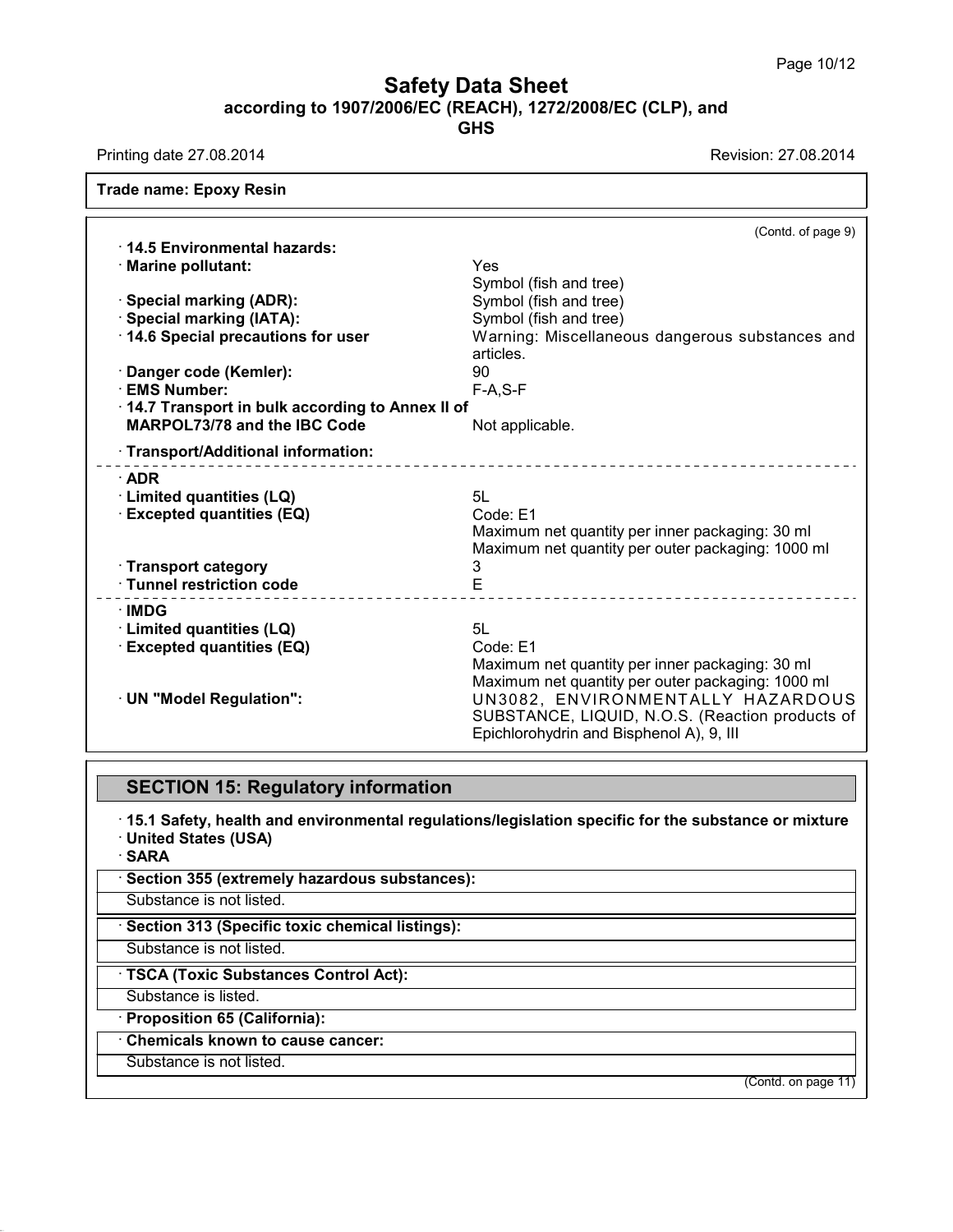# Safety Data Sheet
## according to 1907/2006/EC (REACH), 1272/2008/EC (CLP), and GHS

Printing date 27.08.2014 Revision: 27.08.2014

**Trade name: Epoxy Resin**

(Contd. of page 9)

· **14.5 Environmental hazards:**

| | |
|---|---|
| · **Marine pollutant:** | Yes<br>Symbol (fish and tree) |
| · **Special marking (ADR):** | Symbol (fish and tree) |
| · **Special marking (IATA):** | Symbol (fish and tree) |
| · **14.6 Special precautions for user** | Warning: Miscellaneous dangerous substances and articles. |
| · **Danger code (Kemler):** | 90 |
| · **EMS Number:** | F-A,S-F |
| · **14.7 Transport in bulk according to Annex II of MARPOL73/78 and the IBC Code** | Not applicable. |

· **Transport/Additional information:**

· **ADR**

| | |
|---|---|
| · **Limited quantities (LQ)** | 5L |
| · **Excepted quantities (EQ)** | Code: E1<br>Maximum net quantity per inner packaging: 30 ml<br>Maximum net quantity per outer packaging: 1000 ml |
| · **Transport category** | 3 |
| · **Tunnel restriction code** | E |

· **IMDG**

| | |
|---|---|
| · **Limited quantities (LQ)** | 5L |
| · **Excepted quantities (EQ)** | Code: E1<br>Maximum net quantity per inner packaging: 30 ml<br>Maximum net quantity per outer packaging: 1000 ml |
| · **UN "Model Regulation":** | UN3082, ENVIRONMENTALLY HAZARDOUS SUBSTANCE, LIQUID, N.O.S. (Reaction products of Epichlorohydrin and Bisphenol A), 9, III |

## SECTION 15: Regulatory information

· **15.1 Safety, health and environmental regulations/legislation specific for the substance or mixture**
· **United States (USA)**
· **SARA**

· **Section 355 (extremely hazardous substances):**

Substance is not listed.

· **Section 313 (Specific toxic chemical listings):**

Substance is not listed.

· **TSCA (Toxic Substances Control Act):**

Substance is listed.

· **Proposition 65 (California):**

· **Chemicals known to cause cancer:**

Substance is not listed.

(Contd. on page 11)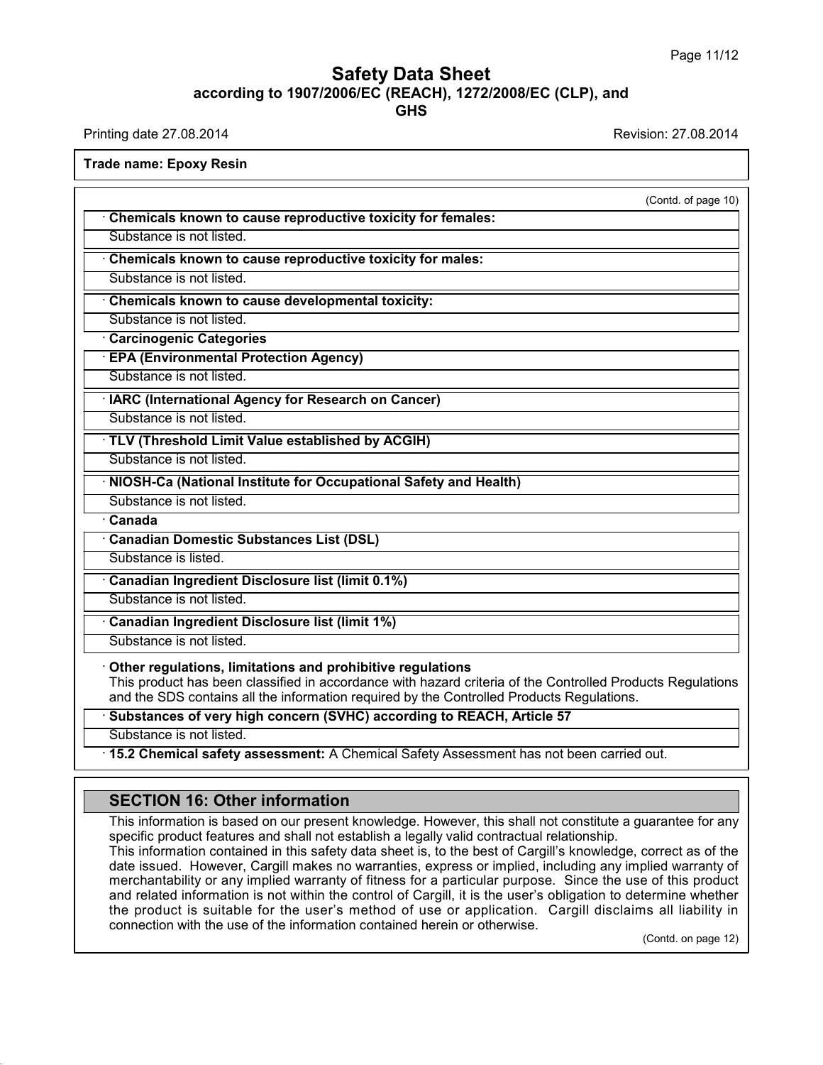**Trade name: Epoxy Resin**

(Contd. of page 10)

· **Chemicals known to cause reproductive toxicity for females:**

Substance is not listed.

· **Chemicals known to cause reproductive toxicity for males:**

Substance is not listed.

· **Chemicals known to cause developmental toxicity:**

Substance is not listed.

· **Carcinogenic Categories**

· **EPA (Environmental Protection Agency)**

Substance is not listed.

· **IARC (International Agency for Research on Cancer)**

Substance is not listed.

· **TLV (Threshold Limit Value established by ACGIH)**

Substance is not listed.

· **NIOSH-Ca (National Institute for Occupational Safety and Health)**

Substance is not listed.

· **Canada**

· **Canadian Domestic Substances List (DSL)**

Substance is listed.

· **Canadian Ingredient Disclosure list (limit 0.1%)**

Substance is not listed.

· **Canadian Ingredient Disclosure list (limit 1%)**

Substance is not listed.

· **Other regulations, limitations and prohibitive regulations**

This product has been classified in accordance with hazard criteria of the Controlled Products Regulations and the SDS contains all the information required by the Controlled Products Regulations.

· **Substances of very high concern (SVHC) according to REACH, Article 57**

Substance is not listed.

· **15.2 Chemical safety assessment:** A Chemical Safety Assessment has not been carried out.

## SECTION 16: Other information

This information is based on our present knowledge. However, this shall not constitute a guarantee for any specific product features and shall not establish a legally valid contractual relationship.

This information contained in this safety data sheet is, to the best of Cargill's knowledge, correct as of the date issued. However, Cargill makes no warranties, express or implied, including any implied warranty of merchantability or any implied warranty of fitness for a particular purpose. Since the use of this product and related information is not within the control of Cargill, it is the user's obligation to determine whether the product is suitable for the user's method of use or application. Cargill disclaims all liability in connection with the use of the information contained herein or otherwise.

(Contd. on page 12)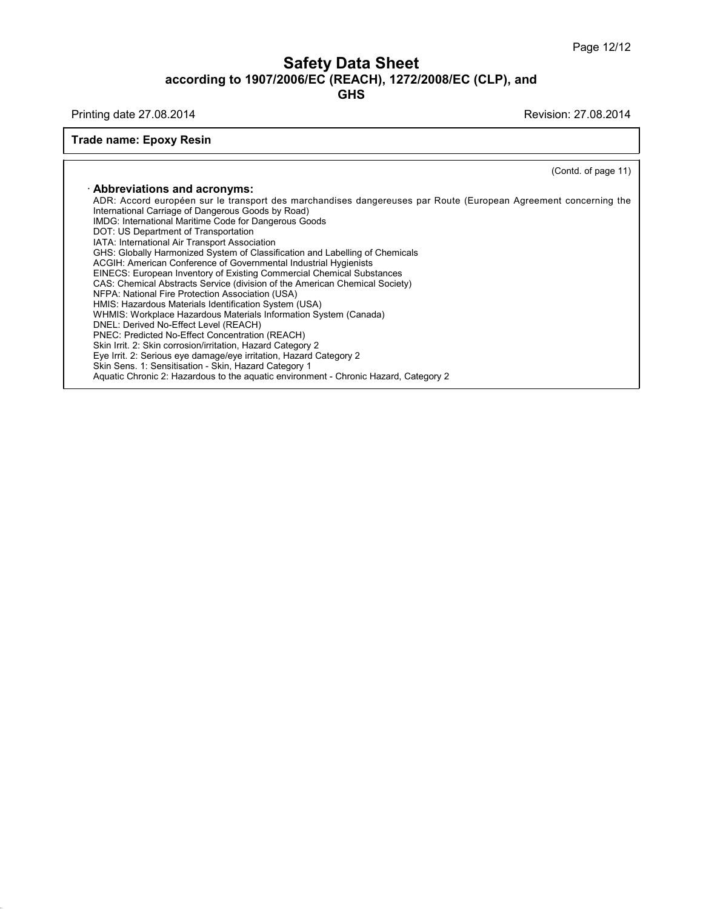**Trade name: Epoxy Resin**

(Contd. of page 11)

· **Abbreviations and acronyms:**

ADR: Accord européen sur le transport des marchandises dangereuses par Route (European Agreement concerning the International Carriage of Dangerous Goods by Road)
IMDG: International Maritime Code for Dangerous Goods
DOT: US Department of Transportation
IATA: International Air Transport Association
GHS: Globally Harmonized System of Classification and Labelling of Chemicals
ACGIH: American Conference of Governmental Industrial Hygienists
EINECS: European Inventory of Existing Commercial Chemical Substances
CAS: Chemical Abstracts Service (division of the American Chemical Society)
NFPA: National Fire Protection Association (USA)
HMIS: Hazardous Materials Identification System (USA)
WHMIS: Workplace Hazardous Materials Information System (Canada)
DNEL: Derived No-Effect Level (REACH)
PNEC: Predicted No-Effect Concentration (REACH)
Skin Irrit. 2: Skin corrosion/irritation, Hazard Category 2
Eye Irrit. 2: Serious eye damage/eye irritation, Hazard Category 2
Skin Sens. 1: Sensitisation - Skin, Hazard Category 1
Aquatic Chronic 2: Hazardous to the aquatic environment - Chronic Hazard, Category 2